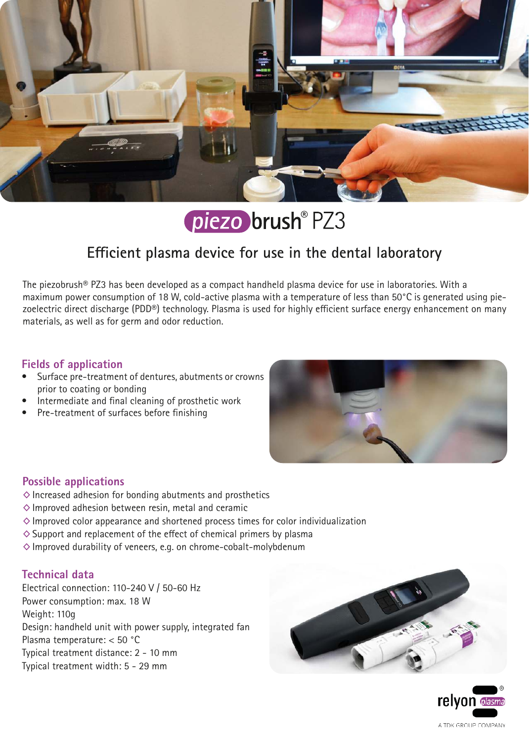# piezobrush® PZ3

## Efficient plasma device for use in the dental laboratory

The piezobrush® PZ3 has been developed as a compact handheld plasma device for use in laboratories. With a maximum power consumption of 18 W, cold-active plasma with a temperature of less than 50°C is generated using piezoelectric direct discharge (PDD®) technology. Plasma is used for highly efficient surface energy enhancement on many materials, as well as for germ and odor reduction.

### Fields of application

- Surface pre-treatment of dentures, abutments or crowns prior to coating or bonding
- Intermediate and final cleaning of prosthetic work
- Pre-treatment of surfaces before finishing

### Possible applications

- ◇ Increased adhesion for bonding abutments and prosthetics
- ◇ Improved adhesion between resin, metal and ceramic
- ◇ Improved color appearance and shortened process times for color individualization
- ◇ Support and replacement of the effect of chemical primers by plasma
- ◇ Improved durability of veneers, e.g. on chrome-cobalt-molybdenum

### Technical data

Electrical connection: 110-240 V / 50-60 Hz
Power consumption: max. 18 W
Weight: 110g
Design: handheld unit with power supply, integrated fan
Plasma temperature: < 50 °C
Typical treatment distance: 2 - 10 mm
Typical treatment width: 5 - 29 mm

relyon plasma®
A TDK GROUP COMPANY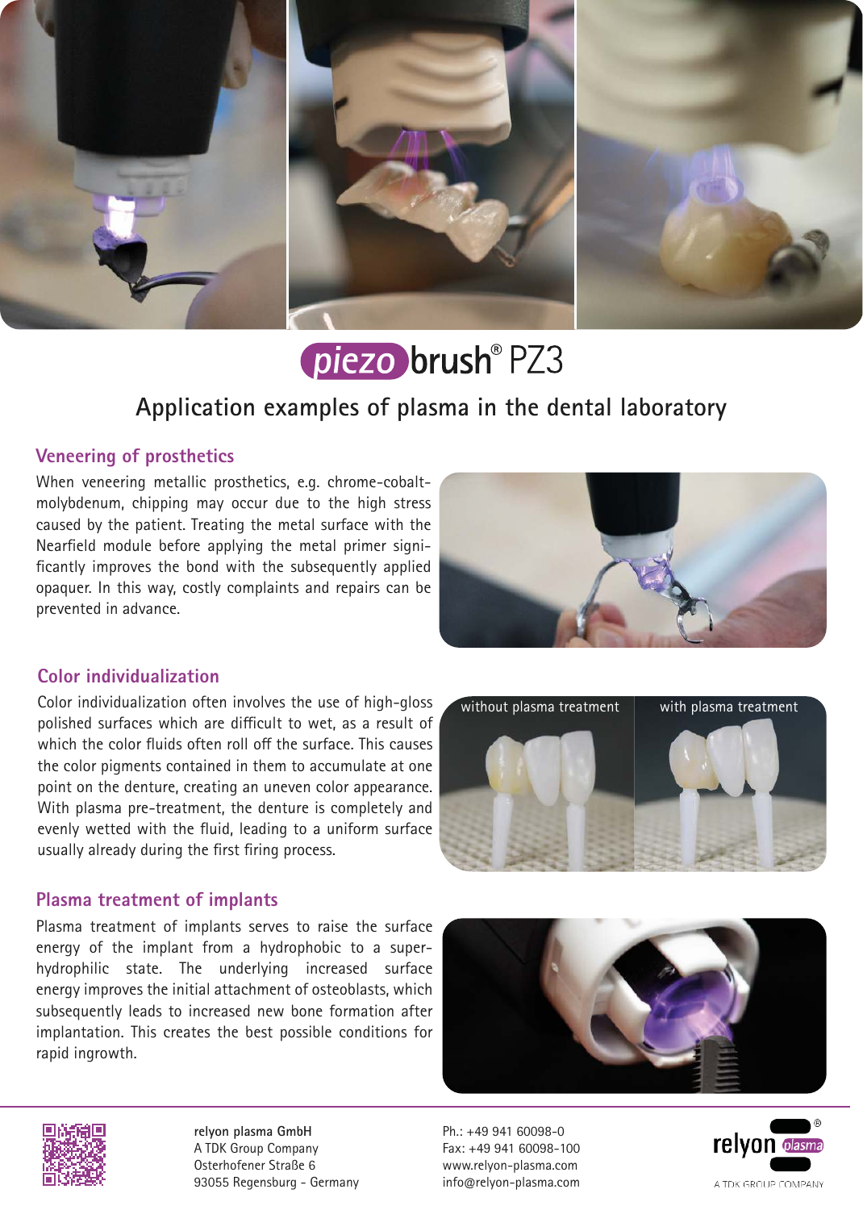# piezobrush® PZ3

## Application examples of plasma in the dental laboratory

### Veneering of prosthetics

When veneering metallic prosthetics, e.g. chrome-cobalt-molybdenum, chipping may occur due to the high stress caused by the patient. Treating the metal surface with the Nearfield module before applying the metal primer significantly improves the bond with the subsequently applied opaquer. In this way, costly complaints and repairs can be prevented in advance.

### Color individualization

Color individualization often involves the use of high-gloss polished surfaces which are difficult to wet, as a result of which the color fluids often roll off the surface. This causes the color pigments contained in them to accumulate at one point on the denture, creating an uneven color appearance. With plasma pre-treatment, the denture is completely and evenly wetted with the fluid, leading to a uniform surface usually already during the first firing process.

without plasma treatment

with plasma treatment

### Plasma treatment of implants

Plasma treatment of implants serves to raise the surface energy of the implant from a hydrophobic to a super-hydrophilic state. The underlying increased surface energy improves the initial attachment of osteoblasts, which subsequently leads to increased new bone formation after implantation. This creates the best possible conditions for rapid ingrowth.

**relyon plasma GmbH**
A TDK Group Company
Osterhofener Straße 6
93055 Regensburg - Germany

Ph.: +49 941 60098-0
Fax: +49 941 60098-100
www.relyon-plasma.com
info@relyon-plasma.com

relyon plasma®
A TDK GROUP COMPANY